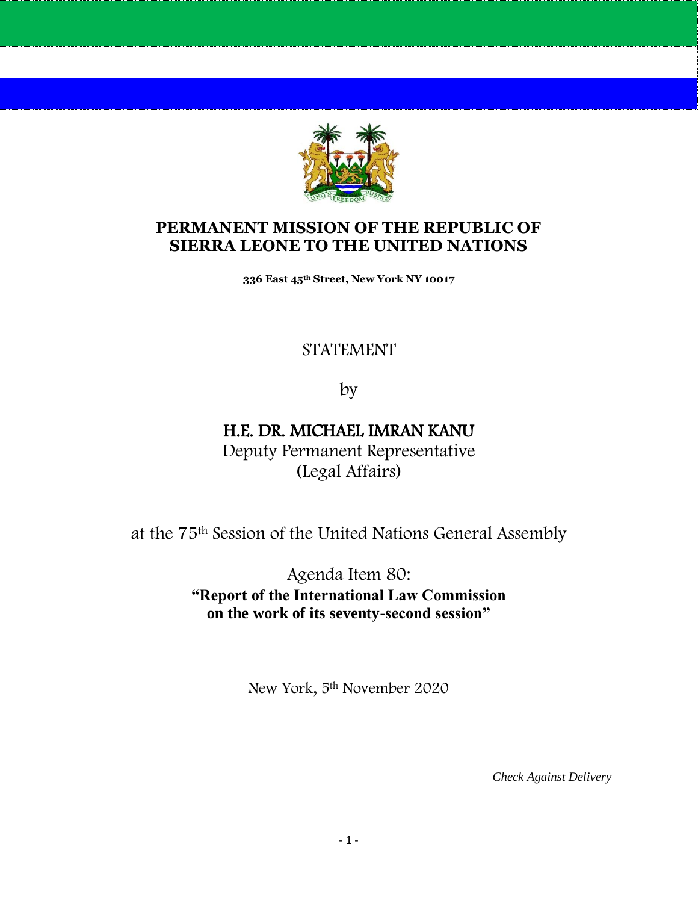# PERMANENT MISSION OF THE REPUBLIC OF SIERRA LEONE TO THE UNITED NATIONS

**336 East 45th Street, New York NY 10017**

STATEMENT

by

## H.E. DR. MICHAEL IMRAN KANU

Deputy Permanent Representative
(Legal Affairs)

at the 75th Session of the United Nations General Assembly

Agenda Item 80:
**"Report of the International Law Commission on the work of its seventy-second session"**

New York, 5th November 2020

*Check Against Delivery*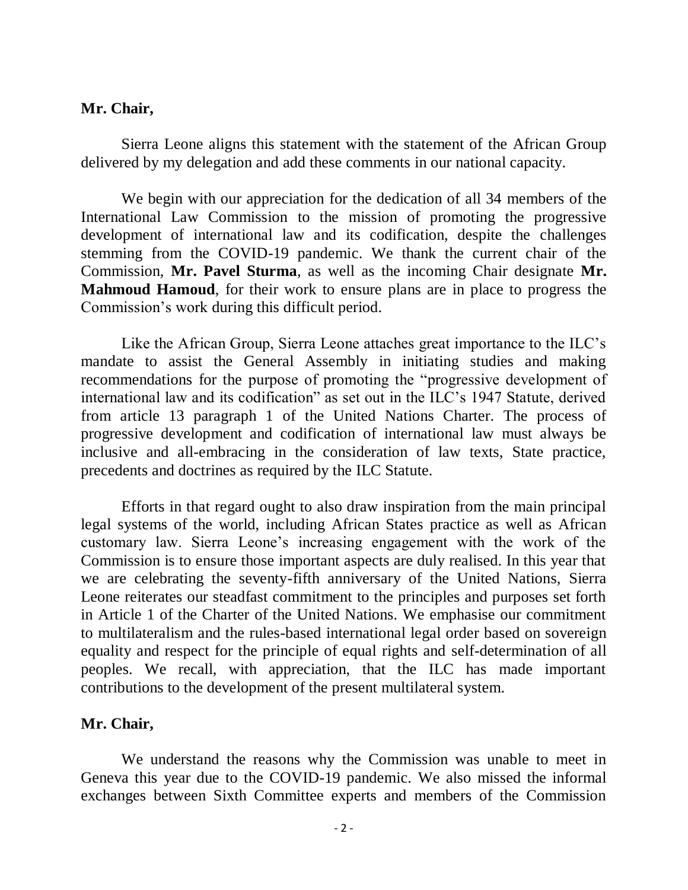**Mr. Chair,**

Sierra Leone aligns this statement with the statement of the African Group delivered by my delegation and add these comments in our national capacity.

We begin with our appreciation for the dedication of all 34 members of the International Law Commission to the mission of promoting the progressive development of international law and its codification, despite the challenges stemming from the COVID-19 pandemic. We thank the current chair of the Commission, **Mr. Pavel Sturma**, as well as the incoming Chair designate **Mr. Mahmoud Hamoud**, for their work to ensure plans are in place to progress the Commission's work during this difficult period.

Like the African Group, Sierra Leone attaches great importance to the ILC's mandate to assist the General Assembly in initiating studies and making recommendations for the purpose of promoting the "progressive development of international law and its codification" as set out in the ILC's 1947 Statute, derived from article 13 paragraph 1 of the United Nations Charter. The process of progressive development and codification of international law must always be inclusive and all-embracing in the consideration of law texts, State practice, precedents and doctrines as required by the ILC Statute.

Efforts in that regard ought to also draw inspiration from the main principal legal systems of the world, including African States practice as well as African customary law. Sierra Leone's increasing engagement with the work of the Commission is to ensure those important aspects are duly realised. In this year that we are celebrating the seventy-fifth anniversary of the United Nations, Sierra Leone reiterates our steadfast commitment to the principles and purposes set forth in Article 1 of the Charter of the United Nations. We emphasise our commitment to multilateralism and the rules-based international legal order based on sovereign equality and respect for the principle of equal rights and self-determination of all peoples. We recall, with appreciation, that the ILC has made important contributions to the development of the present multilateral system.

**Mr. Chair,**

We understand the reasons why the Commission was unable to meet in Geneva this year due to the COVID-19 pandemic. We also missed the informal exchanges between Sixth Committee experts and members of the Commission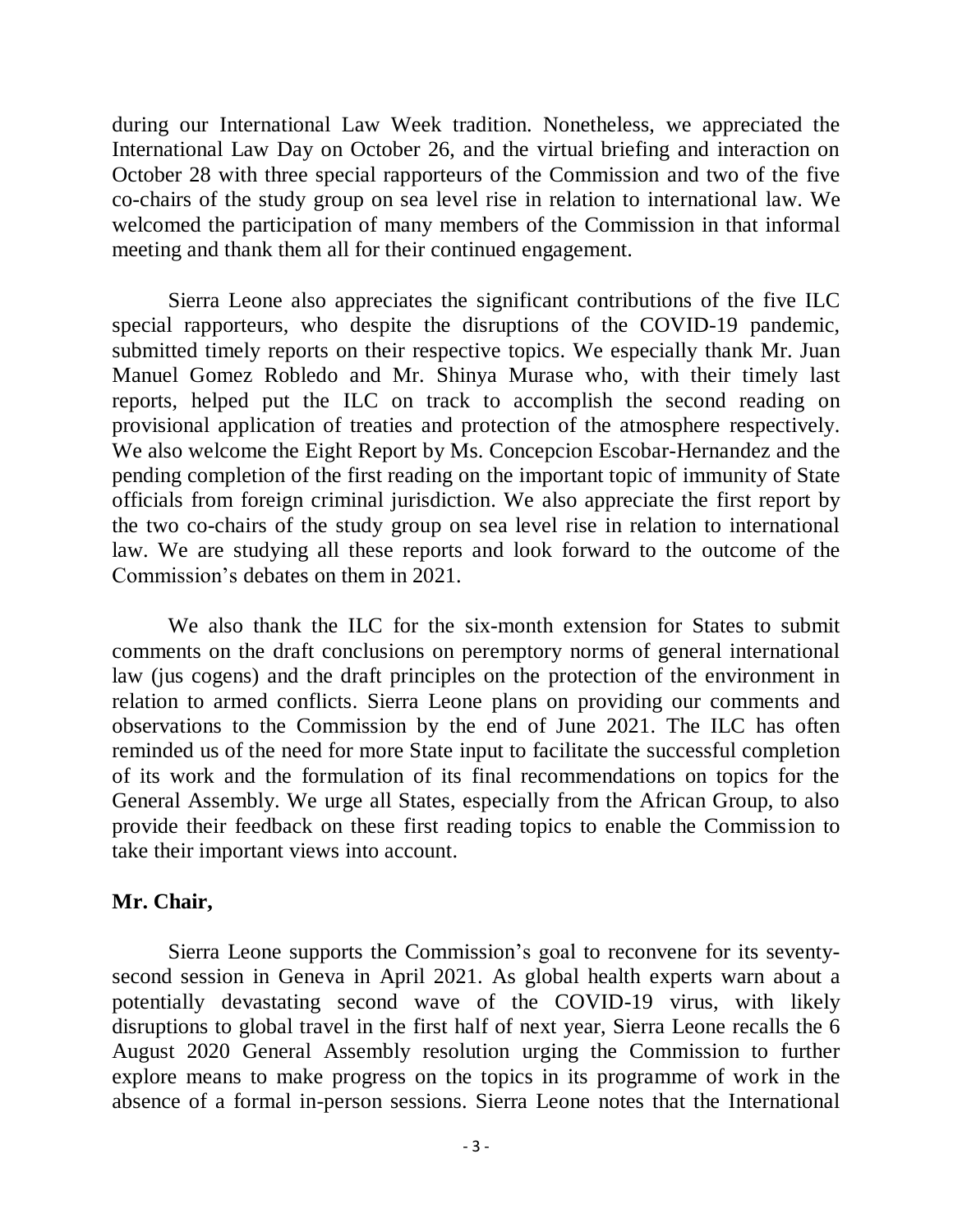during our International Law Week tradition. Nonetheless, we appreciated the International Law Day on October 26, and the virtual briefing and interaction on October 28 with three special rapporteurs of the Commission and two of the five co-chairs of the study group on sea level rise in relation to international law. We welcomed the participation of many members of the Commission in that informal meeting and thank them all for their continued engagement.

Sierra Leone also appreciates the significant contributions of the five ILC special rapporteurs, who despite the disruptions of the COVID-19 pandemic, submitted timely reports on their respective topics. We especially thank Mr. Juan Manuel Gomez Robledo and Mr. Shinya Murase who, with their timely last reports, helped put the ILC on track to accomplish the second reading on provisional application of treaties and protection of the atmosphere respectively. We also welcome the Eight Report by Ms. Concepcion Escobar-Hernandez and the pending completion of the first reading on the important topic of immunity of State officials from foreign criminal jurisdiction. We also appreciate the first report by the two co-chairs of the study group on sea level rise in relation to international law. We are studying all these reports and look forward to the outcome of the Commission's debates on them in 2021.

We also thank the ILC for the six-month extension for States to submit comments on the draft conclusions on peremptory norms of general international law (jus cogens) and the draft principles on the protection of the environment in relation to armed conflicts. Sierra Leone plans on providing our comments and observations to the Commission by the end of June 2021. The ILC has often reminded us of the need for more State input to facilitate the successful completion of its work and the formulation of its final recommendations on topics for the General Assembly. We urge all States, especially from the African Group, to also provide their feedback on these first reading topics to enable the Commission to take their important views into account.

**Mr. Chair,**

Sierra Leone supports the Commission's goal to reconvene for its seventy-second session in Geneva in April 2021. As global health experts warn about a potentially devastating second wave of the COVID-19 virus, with likely disruptions to global travel in the first half of next year, Sierra Leone recalls the 6 August 2020 General Assembly resolution urging the Commission to further explore means to make progress on the topics in its programme of work in the absence of a formal in-person sessions. Sierra Leone notes that the International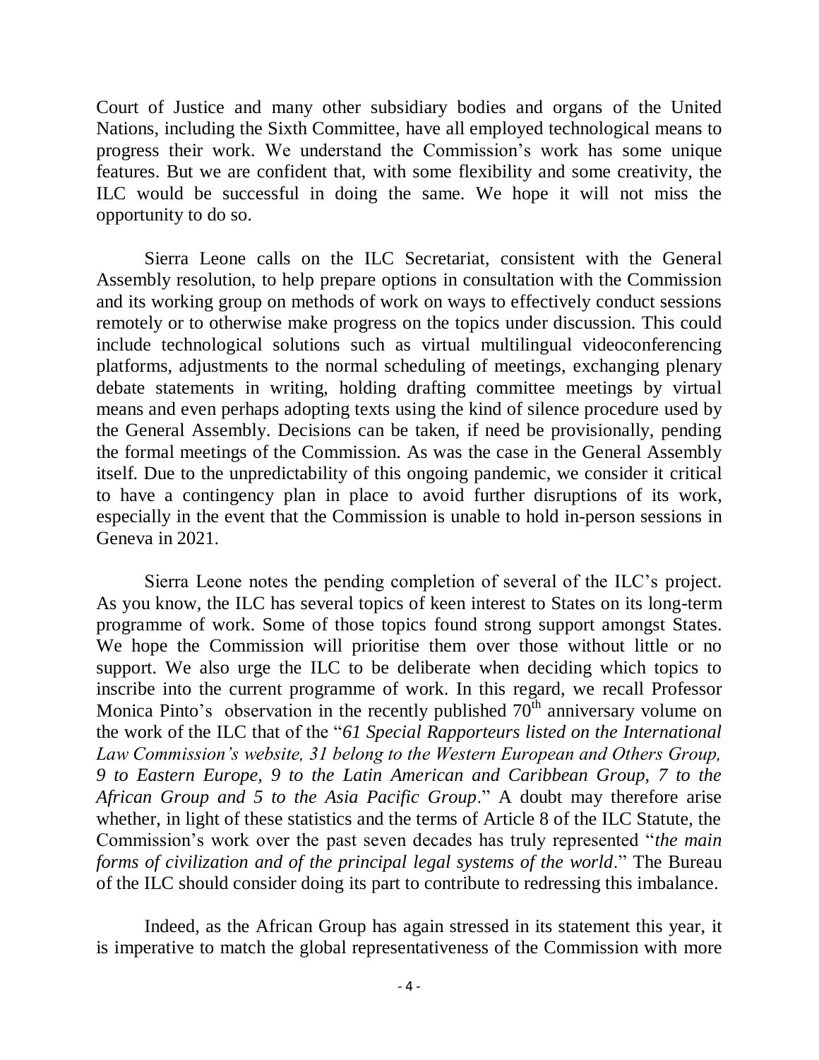Court of Justice and many other subsidiary bodies and organs of the United Nations, including the Sixth Committee, have all employed technological means to progress their work. We understand the Commission's work has some unique features. But we are confident that, with some flexibility and some creativity, the ILC would be successful in doing the same. We hope it will not miss the opportunity to do so.

Sierra Leone calls on the ILC Secretariat, consistent with the General Assembly resolution, to help prepare options in consultation with the Commission and its working group on methods of work on ways to effectively conduct sessions remotely or to otherwise make progress on the topics under discussion. This could include technological solutions such as virtual multilingual videoconferencing platforms, adjustments to the normal scheduling of meetings, exchanging plenary debate statements in writing, holding drafting committee meetings by virtual means and even perhaps adopting texts using the kind of silence procedure used by the General Assembly. Decisions can be taken, if need be provisionally, pending the formal meetings of the Commission. As was the case in the General Assembly itself. Due to the unpredictability of this ongoing pandemic, we consider it critical to have a contingency plan in place to avoid further disruptions of its work, especially in the event that the Commission is unable to hold in-person sessions in Geneva in 2021.

Sierra Leone notes the pending completion of several of the ILC's project. As you know, the ILC has several topics of keen interest to States on its long-term programme of work. Some of those topics found strong support amongst States. We hope the Commission will prioritise them over those without little or no support. We also urge the ILC to be deliberate when deciding which topics to inscribe into the current programme of work. In this regard, we recall Professor Monica Pinto's observation in the recently published 70th anniversary volume on the work of the ILC that of the "*61 Special Rapporteurs listed on the International Law Commission's website, 31 belong to the Western European and Others Group, 9 to Eastern Europe, 9 to the Latin American and Caribbean Group, 7 to the African Group and 5 to the Asia Pacific Group*." A doubt may therefore arise whether, in light of these statistics and the terms of Article 8 of the ILC Statute, the Commission's work over the past seven decades has truly represented "*the main forms of civilization and of the principal legal systems of the world*." The Bureau of the ILC should consider doing its part to contribute to redressing this imbalance.

Indeed, as the African Group has again stressed in its statement this year, it is imperative to match the global representativeness of the Commission with more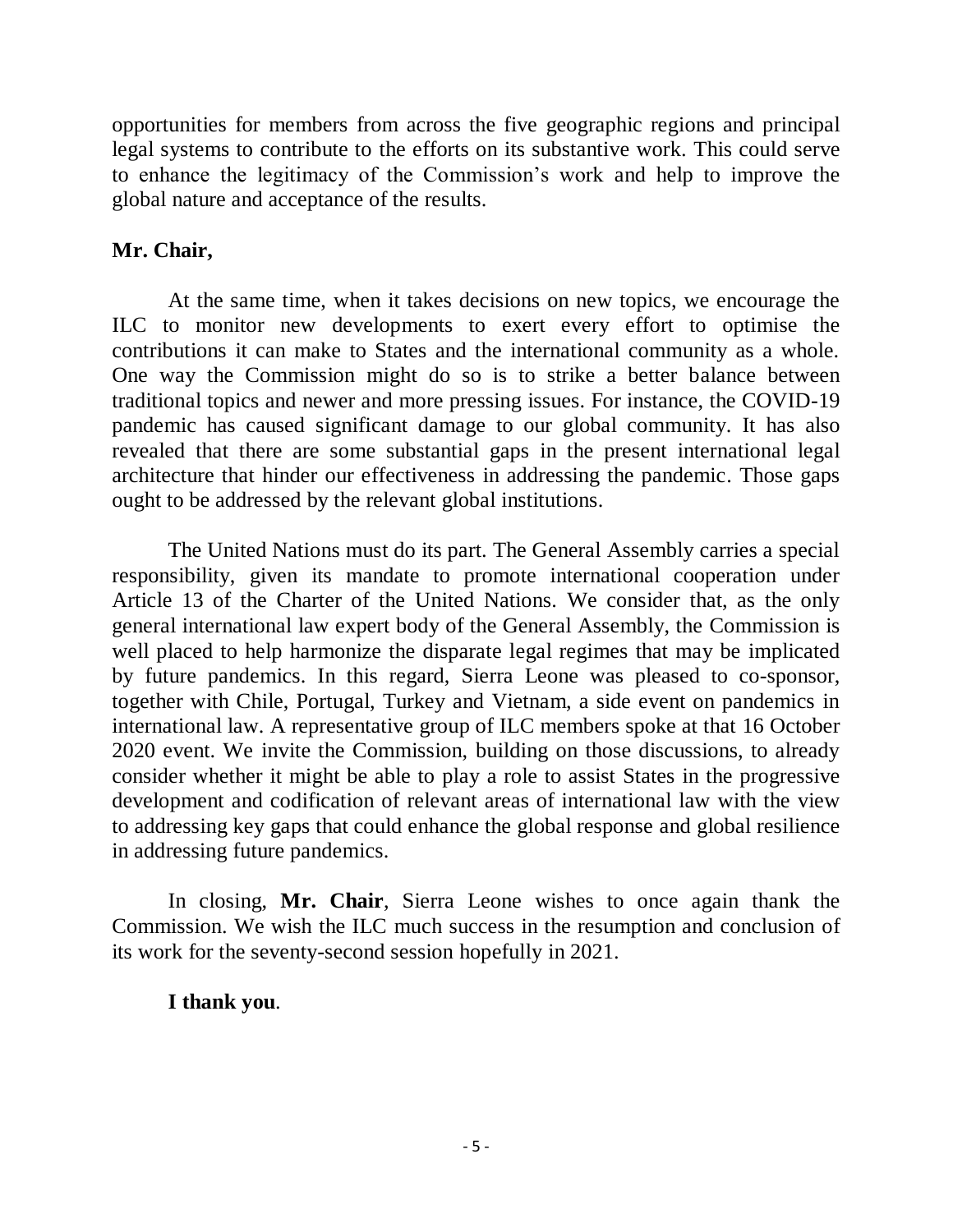opportunities for members from across the five geographic regions and principal legal systems to contribute to the efforts on its substantive work. This could serve to enhance the legitimacy of the Commission's work and help to improve the global nature and acceptance of the results.

**Mr. Chair,**

At the same time, when it takes decisions on new topics, we encourage the ILC to monitor new developments to exert every effort to optimise the contributions it can make to States and the international community as a whole. One way the Commission might do so is to strike a better balance between traditional topics and newer and more pressing issues. For instance, the COVID-19 pandemic has caused significant damage to our global community. It has also revealed that there are some substantial gaps in the present international legal architecture that hinder our effectiveness in addressing the pandemic. Those gaps ought to be addressed by the relevant global institutions.

The United Nations must do its part. The General Assembly carries a special responsibility, given its mandate to promote international cooperation under Article 13 of the Charter of the United Nations. We consider that, as the only general international law expert body of the General Assembly, the Commission is well placed to help harmonize the disparate legal regimes that may be implicated by future pandemics. In this regard, Sierra Leone was pleased to co-sponsor, together with Chile, Portugal, Turkey and Vietnam, a side event on pandemics in international law. A representative group of ILC members spoke at that 16 October 2020 event. We invite the Commission, building on those discussions, to already consider whether it might be able to play a role to assist States in the progressive development and codification of relevant areas of international law with the view to addressing key gaps that could enhance the global response and global resilience in addressing future pandemics.

In closing, **Mr. Chair**, Sierra Leone wishes to once again thank the Commission. We wish the ILC much success in the resumption and conclusion of its work for the seventy-second session hopefully in 2021.

**I thank you**.